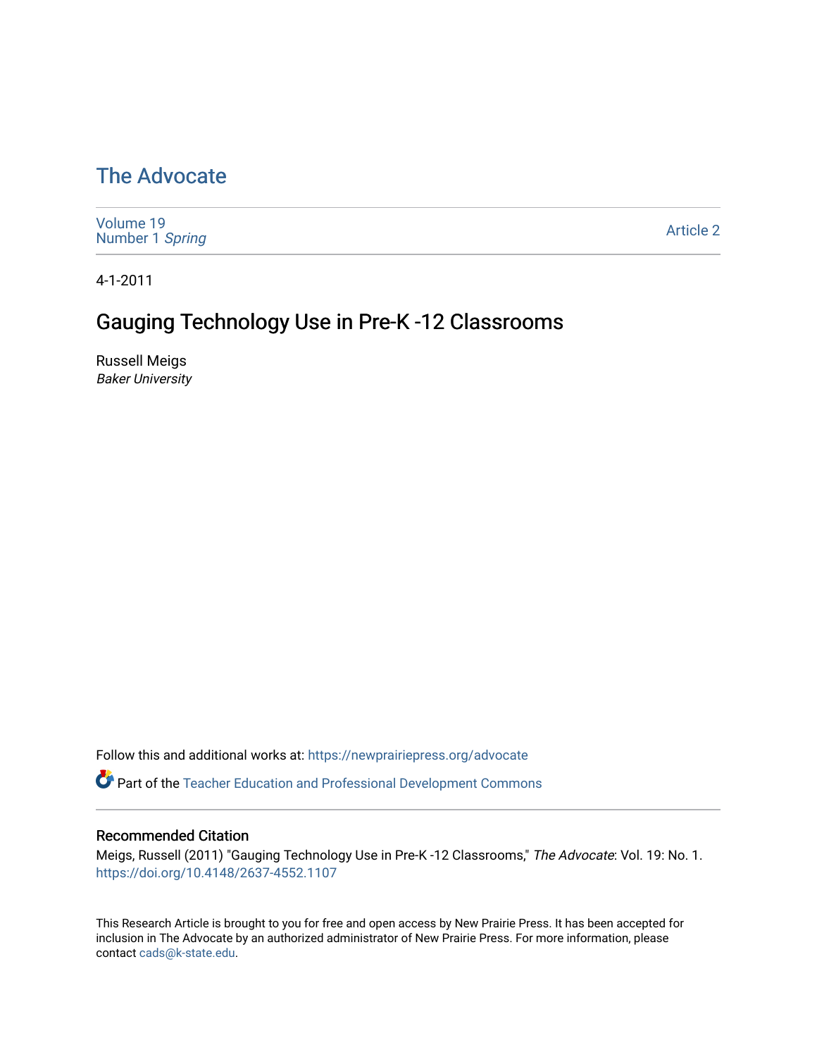# The Advocate

Volume 19
Number 1 *Spring*

Article 2

4-1-2011

## Gauging Technology Use in Pre-K -12 Classrooms

Russell Meigs
*Baker University*

Follow this and additional works at: https://newprairiepress.org/advocate

Part of the Teacher Education and Professional Development Commons

### Recommended Citation

Meigs, Russell (2011) "Gauging Technology Use in Pre-K -12 Classrooms," *The Advocate*: Vol. 19: No. 1. https://doi.org/10.4148/2637-4552.1107

This Research Article is brought to you for free and open access by New Prairie Press. It has been accepted for inclusion in The Advocate by an authorized administrator of New Prairie Press. For more information, please contact cads@k-state.edu.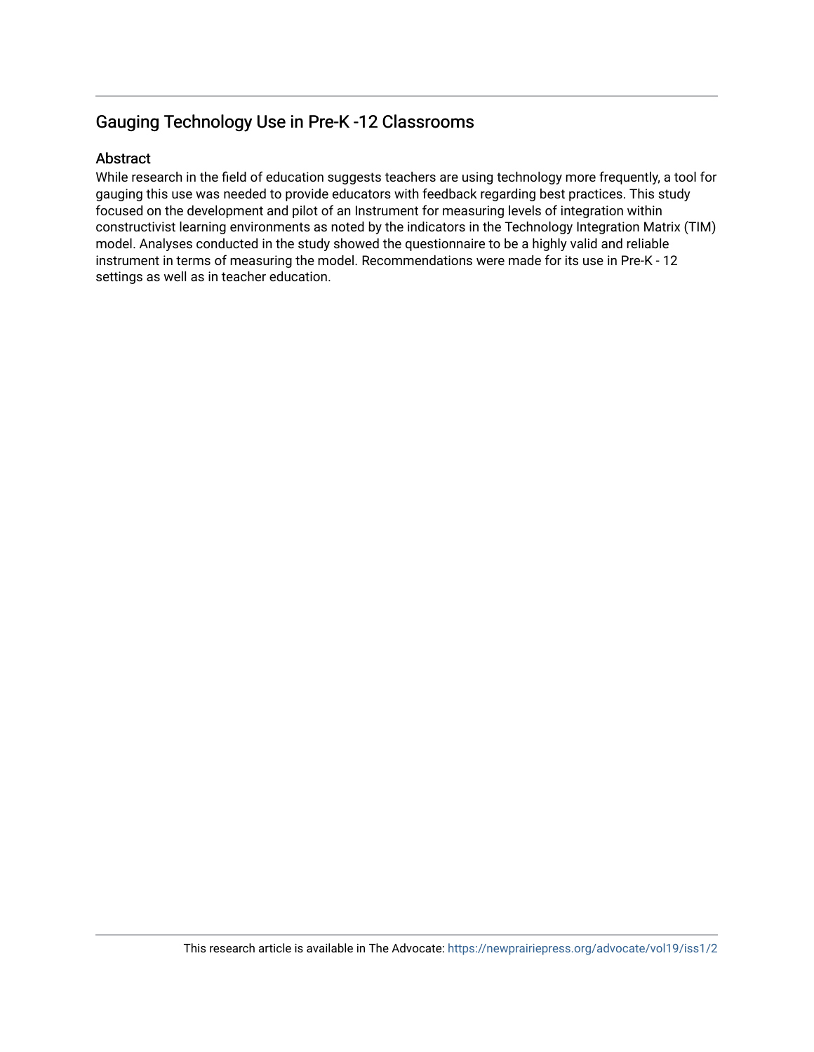## Gauging Technology Use in Pre-K -12 Classrooms

### Abstract

While research in the field of education suggests teachers are using technology more frequently, a tool for gauging this use was needed to provide educators with feedback regarding best practices. This study focused on the development and pilot of an Instrument for measuring levels of integration within constructivist learning environments as noted by the indicators in the Technology Integration Matrix (TIM) model. Analyses conducted in the study showed the questionnaire to be a highly valid and reliable instrument in terms of measuring the model. Recommendations were made for its use in Pre-K - 12 settings as well as in teacher education.

This research article is available in The Advocate: https://newprairiepress.org/advocate/vol19/iss1/2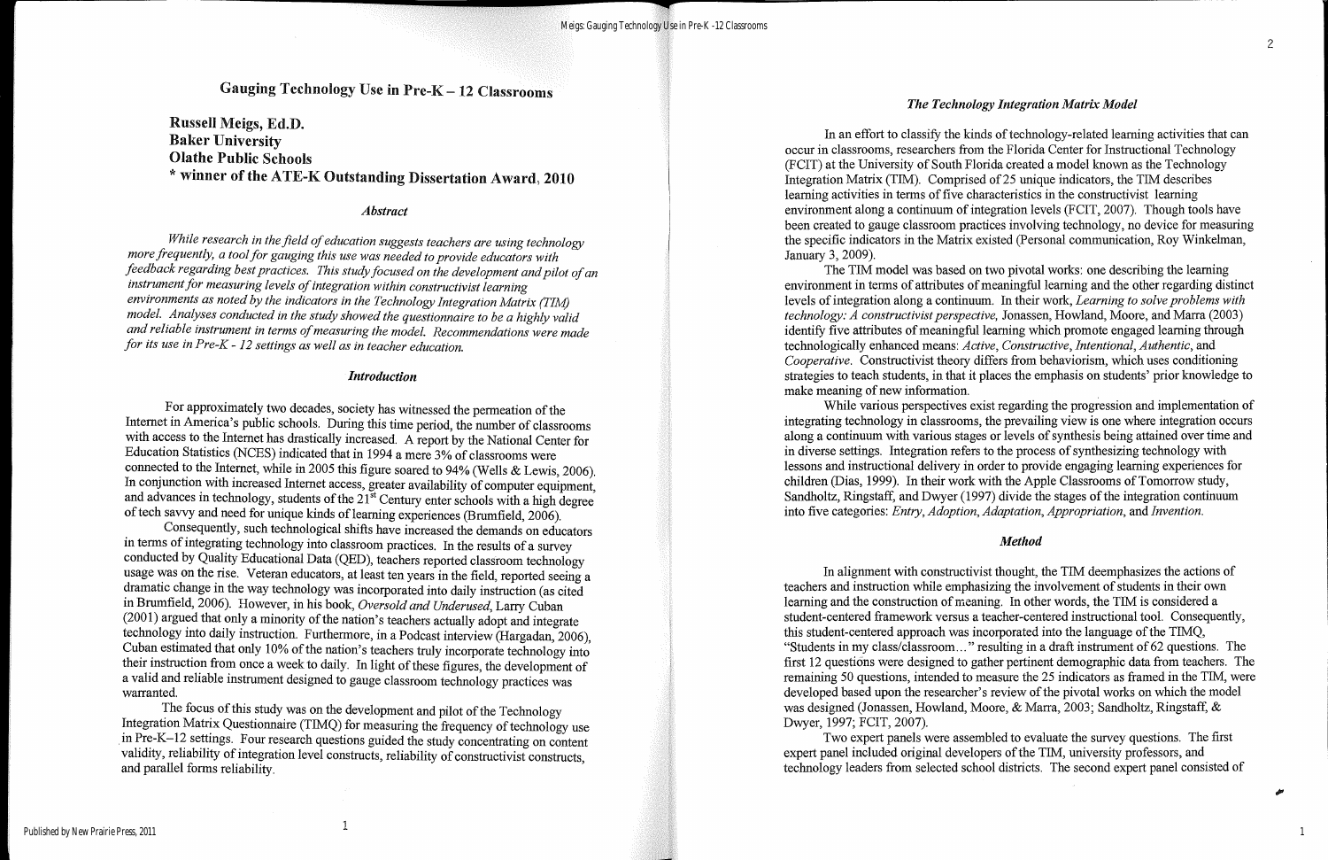# Gauging Technology Use in Pre-K – 12 Classrooms

**Russell Meigs, Ed.D.**
**Baker University**
**Olathe Public Schools**
**\* winner of the ATE-K Outstanding Dissertation Award, 2010**

### *Abstract*

*While research in the field of education suggests teachers are using technology more frequently, a tool for gauging this use was needed to provide educators with feedback regarding best practices. This study focused on the development and pilot of an instrument for measuring levels of integration within constructivist learning environments as noted by the indicators in the Technology Integration Matrix (TIM) model. Analyses conducted in the study showed the questionnaire to be a highly valid and reliable instrument in terms of measuring the model. Recommendations were made for its use in Pre-K - 12 settings as well as in teacher education.*

### *Introduction*

For approximately two decades, society has witnessed the permeation of the Internet in America's public schools. During this time period, the number of classrooms with access to the Internet has drastically increased. A report by the National Center for Education Statistics (NCES) indicated that in 1994 a mere 3% of classrooms were connected to the Internet, while in 2005 this figure soared to 94% (Wells & Lewis, 2006). In conjunction with increased Internet access, greater availability of computer equipment, and advances in technology, students of the 21st Century enter schools with a high degree of tech savvy and need for unique kinds of learning experiences (Brumfield, 2006).

Consequently, such technological shifts have increased the demands on educators in terms of integrating technology into classroom practices. In the results of a survey conducted by Quality Educational Data (QED), teachers reported classroom technology usage was on the rise. Veteran educators, at least ten years in the field, reported seeing a dramatic change in the way technology was incorporated into daily instruction (as cited in Brumfield, 2006). However, in his book, *Oversold and Underused*, Larry Cuban (2001) argued that only a minority of the nation's teachers actually adopt and integrate technology into daily instruction. Furthermore, in a Podcast interview (Hargadan, 2006), Cuban estimated that only 10% of the nation's teachers truly incorporate technology into their instruction from once a week to daily. In light of these figures, the development of a valid and reliable instrument designed to gauge classroom technology practices was warranted.

The focus of this study was on the development and pilot of the Technology Integration Matrix Questionnaire (TIMQ) for measuring the frequency of technology use in Pre-K–12 settings. Four research questions guided the study concentrating on content validity, reliability of integration level constructs, reliability of constructivist constructs, and parallel forms reliability.

### *The Technology Integration Matrix Model*

In an effort to classify the kinds of technology-related learning activities that can occur in classrooms, researchers from the Florida Center for Instructional Technology (FCIT) at the University of South Florida created a model known as the Technology Integration Matrix (TIM). Comprised of 25 unique indicators, the TIM describes learning activities in terms of five characteristics in the constructivist learning environment along a continuum of integration levels (FCIT, 2007). Though tools have been created to gauge classroom practices involving technology, no device for measuring the specific indicators in the Matrix existed (Personal communication, Roy Winkelman, January 3, 2009).

The TIM model was based on two pivotal works: one describing the learning environment in terms of attributes of meaningful learning and the other regarding distinct levels of integration along a continuum. In their work, *Learning to solve problems with technology: A constructivist perspective*, Jonassen, Howland, Moore, and Marra (2003) identify five attributes of meaningful learning which promote engaged learning through technologically enhanced means: *Active*, *Constructive*, *Intentional*, *Authentic*, and *Cooperative*. Constructivist theory differs from behaviorism, which uses conditioning strategies to teach students, in that it places the emphasis on students' prior knowledge to make meaning of new information.

While various perspectives exist regarding the progression and implementation of integrating technology in classrooms, the prevailing view is one where integration occurs along a continuum with various stages or levels of synthesis being attained over time and in diverse settings. Integration refers to the process of synthesizing technology with lessons and instructional delivery in order to provide engaging learning experiences for children (Dias, 1999). In their work with the Apple Classrooms of Tomorrow study, Sandholtz, Ringstaff, and Dwyer (1997) divide the stages of the integration continuum into five categories: *Entry*, *Adoption*, *Adaptation*, *Appropriation*, and *Invention*.

### *Method*

In alignment with constructivist thought, the TIM deemphasizes the actions of teachers and instruction while emphasizing the involvement of students in their own learning and the construction of meaning. In other words, the TIM is considered a student-centered framework versus a teacher-centered instructional tool. Consequently, this student-centered approach was incorporated into the language of the TIMQ, "Students in my class/classroom…" resulting in a draft instrument of 62 questions. The first 12 questions were designed to gather pertinent demographic data from teachers. The remaining 50 questions, intended to measure the 25 indicators as framed in the TIM, were developed based upon the researcher's review of the pivotal works on which the model was designed (Jonassen, Howland, Moore, & Marra, 2003; Sandholtz, Ringstaff, & Dwyer, 1997; FCIT, 2007).

Two expert panels were assembled to evaluate the survey questions. The first expert panel included original developers of the TIM, university professors, and technology leaders from selected school districts. The second expert panel consisted of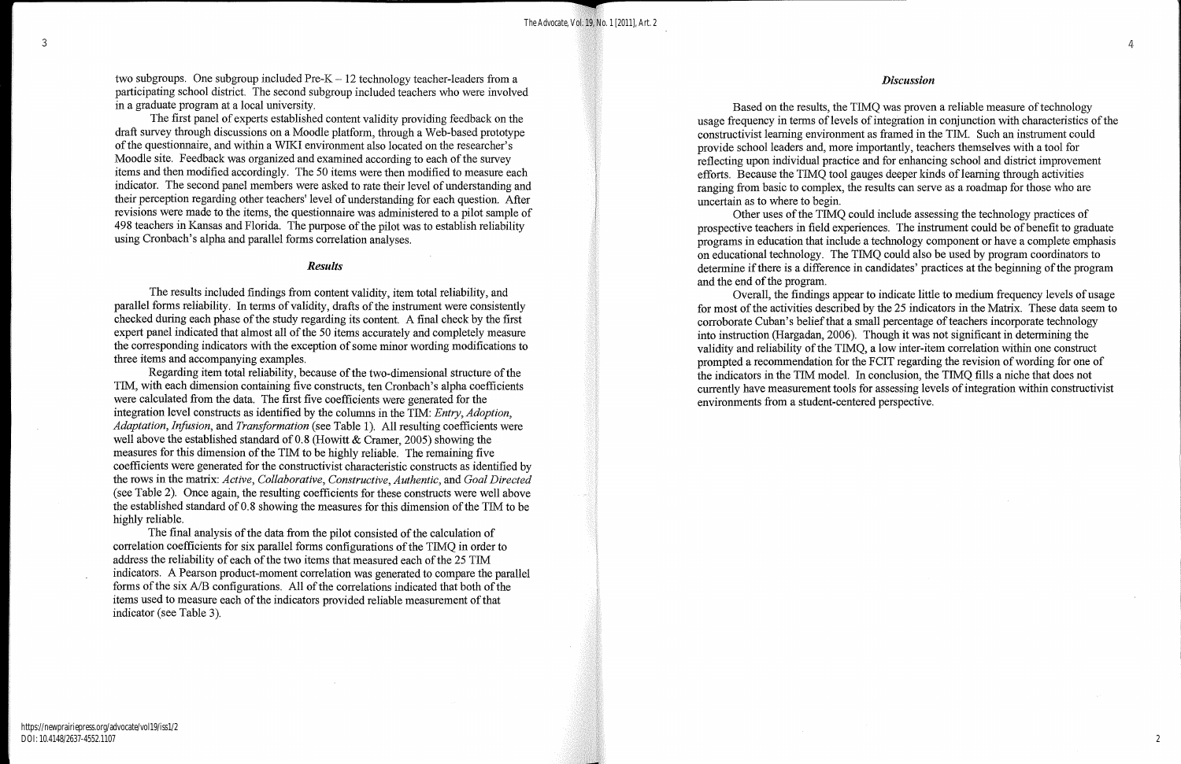two subgroups. One subgroup included Pre-K – 12 technology teacher-leaders from a participating school district. The second subgroup included teachers who were involved in a graduate program at a local university.

The first panel of experts established content validity providing feedback on the draft survey through discussions on a Moodle platform, through a Web-based prototype of the questionnaire, and within a WIKI environment also located on the researcher's Moodle site. Feedback was organized and examined according to each of the survey items and then modified accordingly. The 50 items were then modified to measure each indicator. The second panel members were asked to rate their level of understanding and their perception regarding other teachers' level of understanding for each question. After revisions were made to the items, the questionnaire was administered to a pilot sample of 498 teachers in Kansas and Florida. The purpose of the pilot was to establish reliability using Cronbach's alpha and parallel forms correlation analyses.

### *Results*

The results included findings from content validity, item total reliability, and parallel forms reliability. In terms of validity, drafts of the instrument were consistently checked during each phase of the study regarding its content. A final check by the first expert panel indicated that almost all of the 50 items accurately and completely measure the corresponding indicators with the exception of some minor wording modifications to three items and accompanying examples.

Regarding item total reliability, because of the two-dimensional structure of the TIM, with each dimension containing five constructs, ten Cronbach's alpha coefficients were calculated from the data. The first five coefficients were generated for the integration level constructs as identified by the columns in the TIM: *Entry*, *Adoption*, *Adaptation*, *Infusion*, and *Transformation* (see Table 1). All resulting coefficients were well above the established standard of 0.8 (Howitt & Cramer, 2005) showing the measures for this dimension of the TIM to be highly reliable. The remaining five coefficients were generated for the constructivist characteristic constructs as identified by the rows in the matrix: *Active*, *Collaborative*, *Constructive*, *Authentic*, and *Goal Directed* (see Table 2). Once again, the resulting coefficients for these constructs were well above the established standard of 0.8 showing the measures for this dimension of the TIM to be highly reliable.

The final analysis of the data from the pilot consisted of the calculation of correlation coefficients for six parallel forms configurations of the TIMQ in order to address the reliability of each of the two items that measured each of the 25 TIM indicators. A Pearson product-moment correlation was generated to compare the parallel forms of the six A/B configurations. All of the correlations indicated that both of the items used to measure each of the indicators provided reliable measurement of that indicator (see Table 3).

### *Discussion*

Based on the results, the TIMQ was proven a reliable measure of technology usage frequency in terms of levels of integration in conjunction with characteristics of the constructivist learning environment as framed in the TIM. Such an instrument could provide school leaders and, more importantly, teachers themselves with a tool for reflecting upon individual practice and for enhancing school and district improvement efforts. Because the TIMQ tool gauges deeper kinds of learning through activities ranging from basic to complex, the results can serve as a roadmap for those who are uncertain as to where to begin.

Other uses of the TIMQ could include assessing the technology practices of prospective teachers in field experiences. The instrument could be of benefit to graduate programs in education that include a technology component or have a complete emphasis on educational technology. The TIMQ could also be used by program coordinators to determine if there is a difference in candidates' practices at the beginning of the program and the end of the program.

Overall, the findings appear to indicate little to medium frequency levels of usage for most of the activities described by the 25 indicators in the Matrix. These data seem to corroborate Cuban's belief that a small percentage of teachers incorporate technology into instruction (Hargadan, 2006). Though it was not significant in determining the validity and reliability of the TIMQ, a low inter-item correlation within one construct prompted a recommendation for the FCIT regarding the revision of wording for one of the indicators in the TIM model. In conclusion, the TIMQ fills a niche that does not currently have measurement tools for assessing levels of integration within constructivist environments from a student-centered perspective.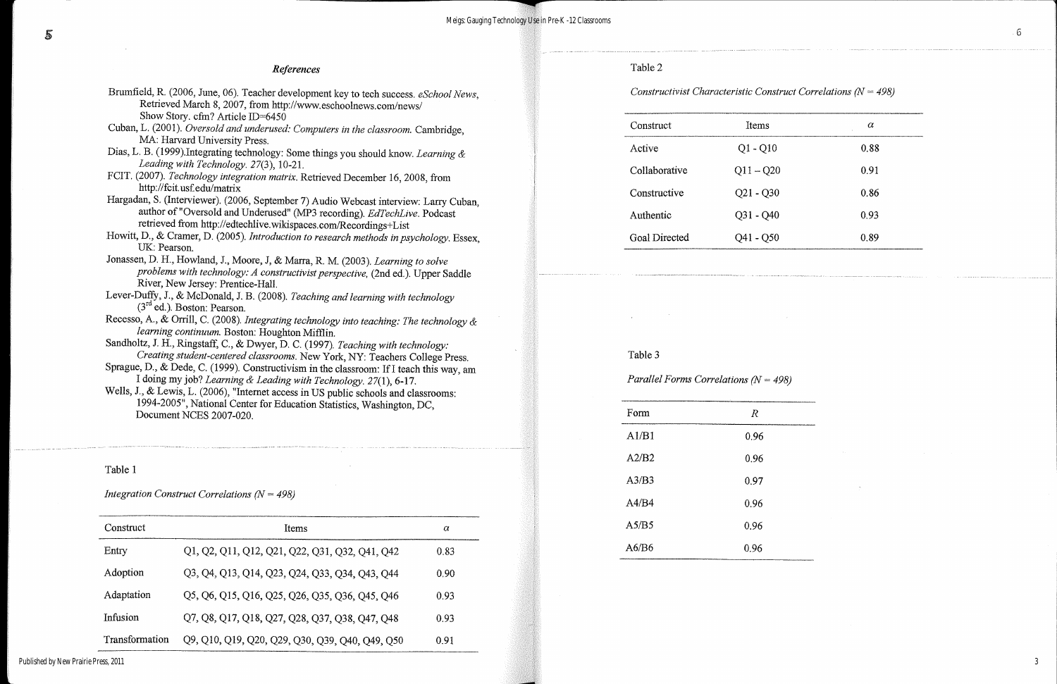### *References*

Brumfield, R. (2006, June, 06). Teacher development key to tech success. *eSchool News*, Retrieved March 8, 2007, from http://www.eschoolnews.com/news/ Show Story. cfm? Article ID=6450

Cuban, L. (2001). *Oversold and underused: Computers in the classroom.* Cambridge, MA: Harvard University Press.

Dias, L. B. (1999).Integrating technology: Some things you should know. *Learning & Leading with Technology. 27*(3), 10-21.

FCIT. (2007). *Technology integration matrix.* Retrieved December 16, 2008, from http://fcit.usf.edu/matrix

Hargadan, S. (Interviewer). (2006, September 7) Audio Webcast interview: Larry Cuban, author of "Oversold and Underused" (MP3 recording). *EdTechLive.* Podcast retrieved from http://edtechlive.wikispaces.com/Recordings+List

Howitt, D., & Cramer, D. (2005). *Introduction to research methods in psychology.* Essex, UK: Pearson.

Jonassen, D. H., Howland, J., Moore, J, & Marra, R. M. (2003). *Learning to solve problems with technology: A constructivist perspective,* (2nd ed.). Upper Saddle River, New Jersey: Prentice-Hall.

Lever-Duffy, J., & McDonald, J. B. (2008). *Teaching and learning with technology* (3rd ed.). Boston: Pearson.

Recesso, A., & Orrill, C. (2008). *Integrating technology into teaching: The technology & learning continuum.* Boston: Houghton Mifflin.

Sandholtz, J. H., Ringstaff, C., & Dwyer, D. C. (1997). *Teaching with technology: Creating student-centered classrooms.* New York, NY: Teachers College Press.

Sprague, D., & Dede, C. (1999). Constructivism in the classroom: If I teach this way, am I doing my job? *Learning & Leading with Technology. 27*(1), 6-17.

Wells, J., & Lewis, L. (2006), "Internet access in US public schools and classrooms: 1994-2005", National Center for Education Statistics, Washington, DC, Document NCES 2007-020.

Table 1

*Integration Construct Correlations (N = 498)*

| Construct | Items | $\alpha$ |
|---|---|---|
| Entry | Q1, Q2, Q11, Q12, Q21, Q22, Q31, Q32, Q41, Q42 | 0.83 |
| Adoption | Q3, Q4, Q13, Q14, Q23, Q24, Q33, Q34, Q43, Q44 | 0.90 |
| Adaptation | Q5, Q6, Q15, Q16, Q25, Q26, Q35, Q36, Q45, Q46 | 0.93 |
| Infusion | Q7, Q8, Q17, Q18, Q27, Q28, Q37, Q38, Q47, Q48 | 0.93 |
| Transformation | Q9, Q10, Q19, Q20, Q29, Q30, Q39, Q40, Q49, Q50 | 0.91 |

Table 2

*Constructivist Characteristic Construct Correlations (N = 498)*

| Construct | Items | $\alpha$ |
|---|---|---|
| Active | Q1 - Q10 | 0.88 |
| Collaborative | Q11 – Q20 | 0.91 |
| Constructive | Q21 - Q30 | 0.86 |
| Authentic | Q31 - Q40 | 0.93 |
| Goal Directed | Q41 - Q50 | 0.89 |

Table 3

*Parallel Forms Correlations (N = 498)*

| Form | $R$ |
|---|---|
| A1/B1 | 0.96 |
| A2/B2 | 0.96 |
| A3/B3 | 0.97 |
| A4/B4 | 0.96 |
| A5/B5 | 0.96 |
| A6/B6 | 0.96 |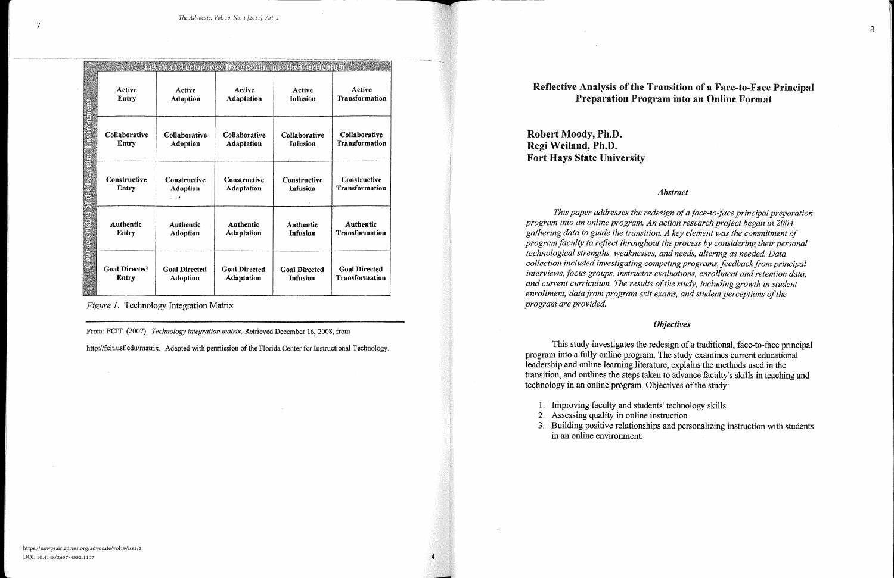| Levels of Technology Integration into the Curriculum | | | | | |
|---|---|---|---|---|---|
| Characteristics of the Learning Environment | Active Entry | Active Adoption | Active Adaptation | Active Infusion | Active Transformation |
| | Collaborative Entry | Collaborative Adoption | Collaborative Adaptation | Collaborative Infusion | Collaborative Transformation |
| | Constructive Entry | Constructive Adoption | Constructive Adaptation | Constructive Infusion | Constructive Transformation |
| | Authentic Entry | Authentic Adoption | Authentic Adaptation | Authentic Infusion | Authentic Transformation |
| | Goal Directed Entry | Goal Directed Adoption | Goal Directed Adaptation | Goal Directed Infusion | Goal Directed Transformation |

*Figure 1.* Technology Integration Matrix

From: FCIT. (2007). *Technology integration matrix.* Retrieved December 16, 2008, from http://fcit.usf.edu/matrix. Adapted with permission of the Florida Center for Instructional Technology.

# Reflective Analysis of the Transition of a Face-to-Face Principal Preparation Program into an Online Format

**Robert Moody, Ph.D.**
**Regi Weiland, Ph.D.**
**Fort Hays State University**

### *Abstract*

*This paper addresses the redesign of a face-to-face principal preparation program into an online program. An action research project began in 2004, gathering data to guide the transition. A key element was the commitment of program faculty to reflect throughout the process by considering their personal technological strengths, weaknesses, and needs, altering as needed. Data collection included investigating competing programs, feedback from principal interviews, focus groups, instructor evaluations, enrollment and retention data, and current curriculum. The results of the study, including growth in student enrollment, data from program exit exams, and student perceptions of the program are provided.*

### *Objectives*

This study investigates the redesign of a traditional, face-to-face principal program into a fully online program. The study examines current educational leadership and online learning literature, explains the methods used in the transition, and outlines the steps taken to advance faculty's skills in teaching and technology in an online program. Objectives of the study:

1. Improving faculty and students' technology skills
2. Assessing quality in online instruction
3. Building positive relationships and personalizing instruction with students in an online environment.